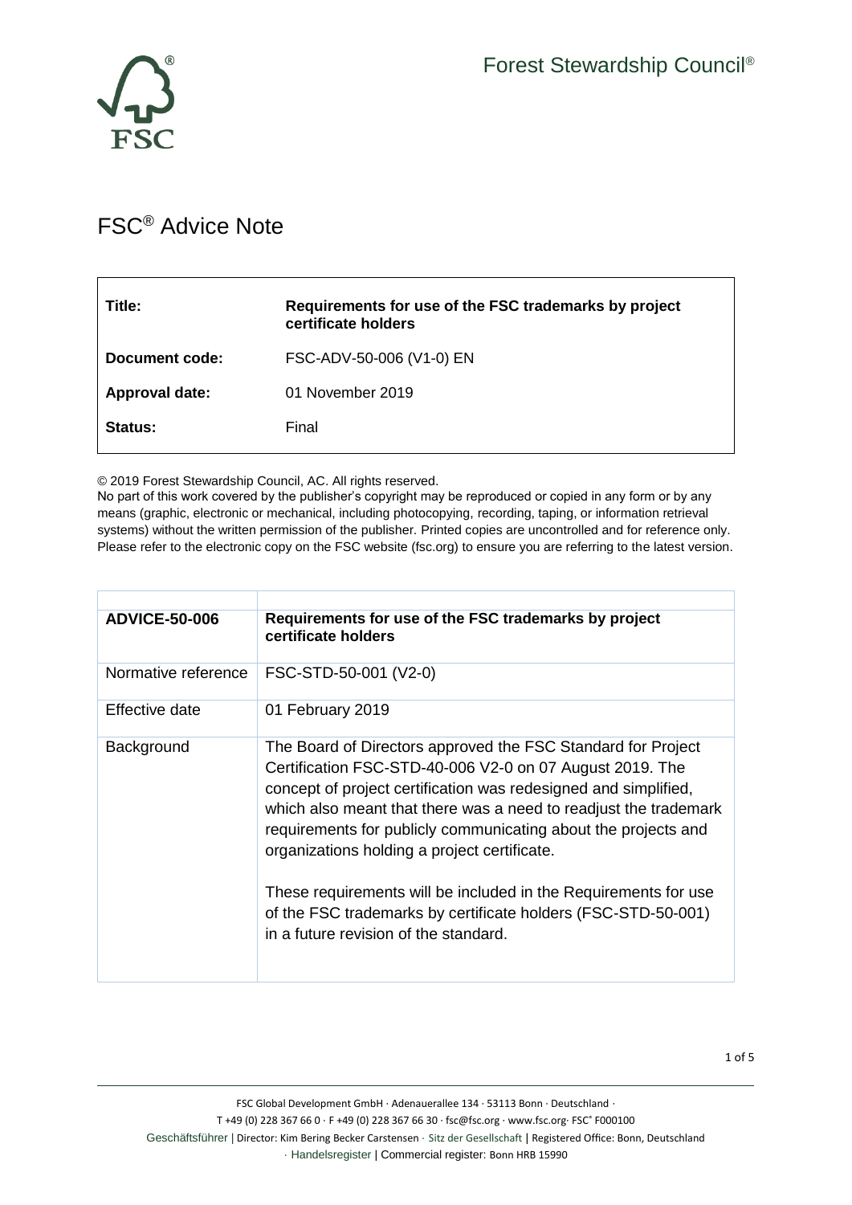# FSC® Advice Note

| | |
|---|---|
| **Title:** | **Requirements for use of the FSC trademarks by project certificate holders** |
| **Document code:** | FSC-ADV-50-006 (V1-0) EN |
| **Approval date:** | 01 November 2019 |
| **Status:** | Final |

© 2019 Forest Stewardship Council, AC. All rights reserved.
No part of this work covered by the publisher's copyright may be reproduced or copied in any form or by any means (graphic, electronic or mechanical, including photocopying, recording, taping, or information retrieval systems) without the written permission of the publisher. Printed copies are uncontrolled and for reference only. Please refer to the electronic copy on the FSC website (fsc.org) to ensure you are referring to the latest version.

| **ADVICE-50-006** | **Requirements for use of the FSC trademarks by project certificate holders** |
|---|---|
| Normative reference | FSC-STD-50-001 (V2-0) |
| Effective date | 01 February 2019 |
| Background | The Board of Directors approved the FSC Standard for Project Certification FSC-STD-40-006 V2-0 on 07 August 2019. The concept of project certification was redesigned and simplified, which also meant that there was a need to readjust the trademark requirements for publicly communicating about the projects and organizations holding a project certificate.<br><br>These requirements will be included in the Requirements for use of the FSC trademarks by certificate holders (FSC-STD-50-001) in a future revision of the standard. |

FSC Global Development GmbH · Adenauerallee 134 · 53113 Bonn · Deutschland ·
T +49 (0) 228 367 66 0 · F +49 (0) 228 367 66 30 · fsc@fsc.org · www.fsc.org· FSC® F000100
Geschäftsführer | Director: Kim Bering Becker Carstensen · Sitz der Gesellschaft | Registered Office: Bonn, Deutschland
· Handelsregister | Commercial register: Bonn HRB 15990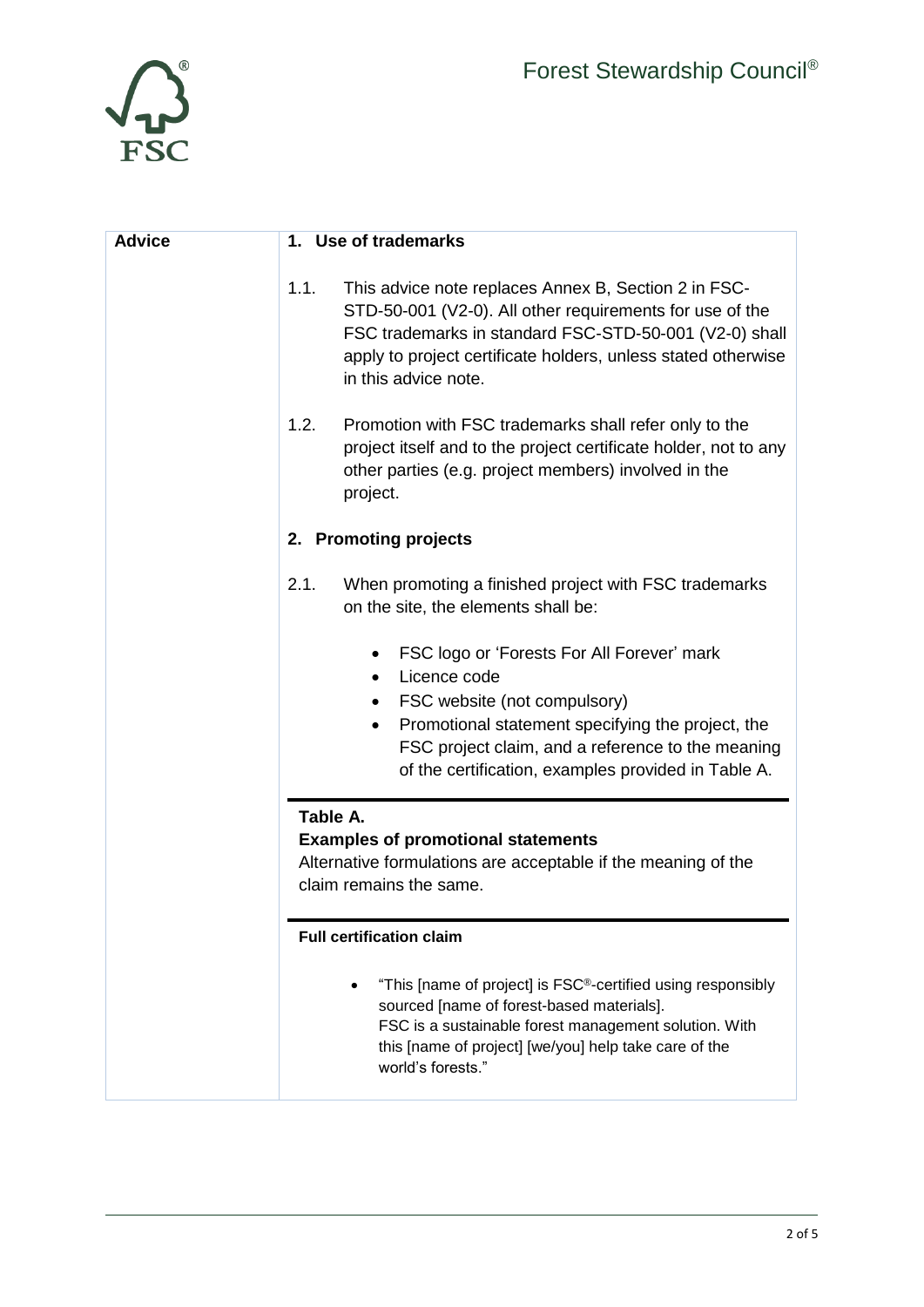| Advice | |
|---|---|

**Advice**

## 1. Use of trademarks

1.1. This advice note replaces Annex B, Section 2 in FSC-STD-50-001 (V2-0). All other requirements for use of the FSC trademarks in standard FSC-STD-50-001 (V2-0) shall apply to project certificate holders, unless stated otherwise in this advice note.

1.2. Promotion with FSC trademarks shall refer only to the project itself and to the project certificate holder, not to any other parties (e.g. project members) involved in the project.

## 2. Promoting projects

2.1. When promoting a finished project with FSC trademarks on the site, the elements shall be:

- FSC logo or 'Forests For All Forever' mark
- Licence code
- FSC website (not compulsory)
- Promotional statement specifying the project, the FSC project claim, and a reference to the meaning of the certification, examples provided in Table A.

**Table A.**
**Examples of promotional statements**
Alternative formulations are acceptable if the meaning of the claim remains the same.

**Full certification claim**

- "This [name of project] is FSC®-certified using responsibly sourced [name of forest-based materials].
  FSC is a sustainable forest management solution. With this [name of project] [we/you] help take care of the world's forests."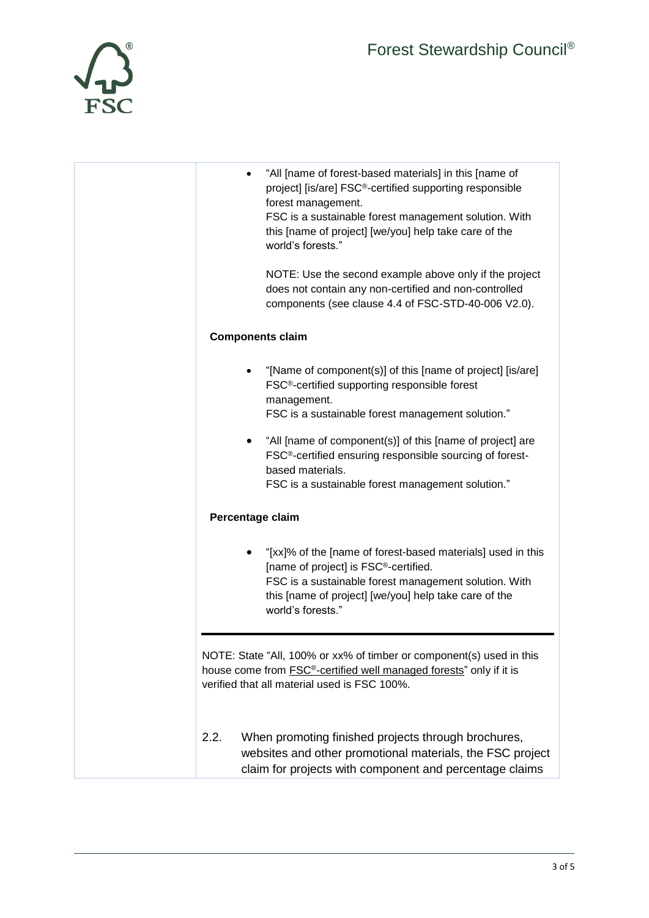- "All [name of forest-based materials] in this [name of project] [is/are] FSC®-certified supporting responsible forest management.
  FSC is a sustainable forest management solution. With this [name of project] [we/you] help take care of the world's forests."

  NOTE: Use the second example above only if the project does not contain any non-certified and non-controlled components (see clause 4.4 of FSC-STD-40-006 V2.0).

**Components claim**

- "[Name of component(s)] of this [name of project] [is/are] FSC®-certified supporting responsible forest management.
  FSC is a sustainable forest management solution."

- "All [name of component(s)] of this [name of project] are FSC®-certified ensuring responsible sourcing of forest-based materials.
  FSC is a sustainable forest management solution."

**Percentage claim**

- "[xx]% of the [name of forest-based materials] used in this [name of project] is FSC®-certified.
  FSC is a sustainable forest management solution. With this [name of project] [we/you] help take care of the world's forests."

---

NOTE: State "All, 100% or xx% of timber or component(s) used in this house come from FSC®-certified well managed forests" only if it is verified that all material used is FSC 100%.

2.2. When promoting finished projects through brochures, websites and other promotional materials, the FSC project claim for projects with component and percentage claims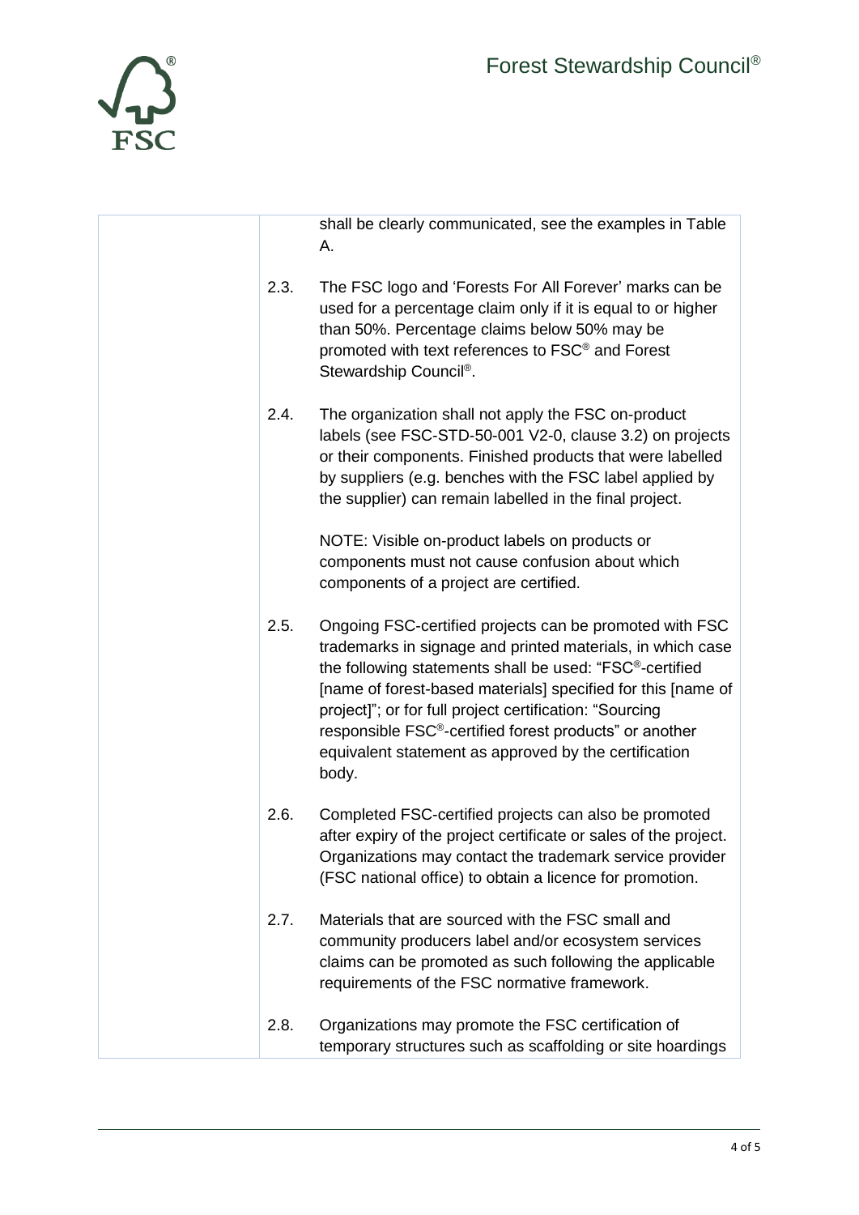| | |
|---|---|
| | shall be clearly communicated, see the examples in Table A.<br><br>2.3. The FSC logo and 'Forests For All Forever' marks can be used for a percentage claim only if it is equal to or higher than 50%. Percentage claims below 50% may be promoted with text references to FSC® and Forest Stewardship Council®.<br><br>2.4. The organization shall not apply the FSC on-product labels (see FSC-STD-50-001 V2-0, clause 3.2) on projects or their components. Finished products that were labelled by suppliers (e.g. benches with the FSC label applied by the supplier) can remain labelled in the final project.<br><br>NOTE: Visible on-product labels on products or components must not cause confusion about which components of a project are certified.<br><br>2.5. Ongoing FSC-certified projects can be promoted with FSC trademarks in signage and printed materials, in which case the following statements shall be used: "FSC®-certified [name of forest-based materials] specified for this [name of project]"; or for full project certification: "Sourcing responsible FSC®-certified forest products" or another equivalent statement as approved by the certification body.<br><br>2.6. Completed FSC-certified projects can also be promoted after expiry of the project certificate or sales of the project. Organizations may contact the trademark service provider (FSC national office) to obtain a licence for promotion.<br><br>2.7. Materials that are sourced with the FSC small and community producers label and/or ecosystem services claims can be promoted as such following the applicable requirements of the FSC normative framework.<br><br>2.8. Organizations may promote the FSC certification of temporary structures such as scaffolding or site hoardings |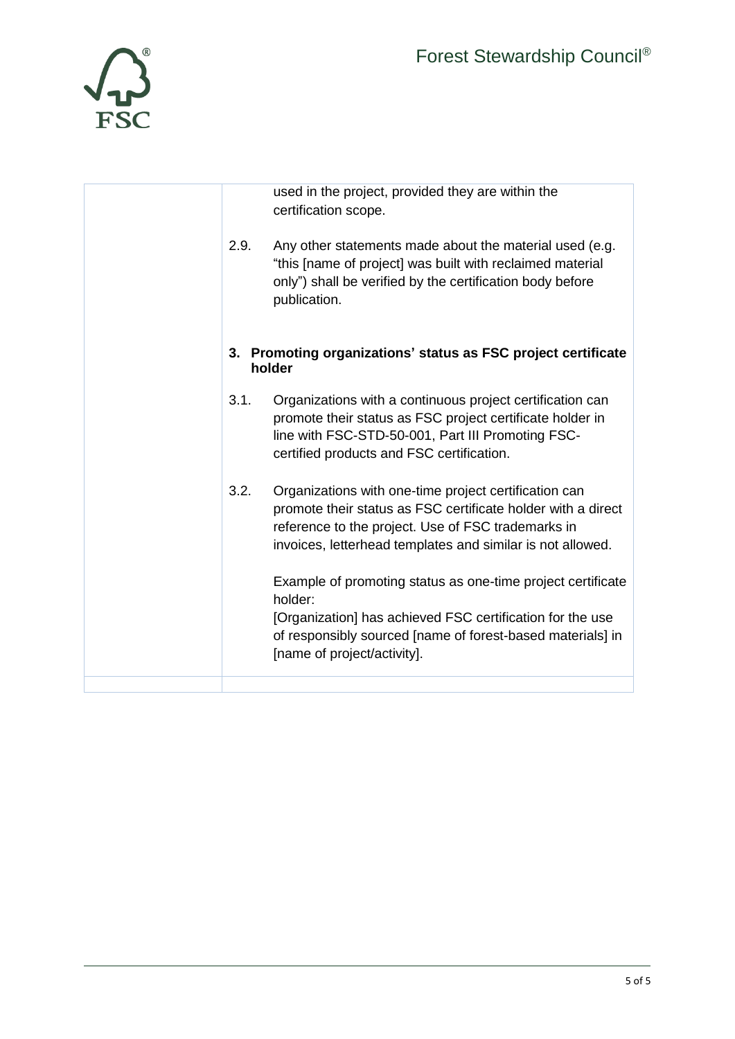used in the project, provided they are within the certification scope.

2.9. Any other statements made about the material used (e.g. "this [name of project] was built with reclaimed material only") shall be verified by the certification body before publication.

**3. Promoting organizations' status as FSC project certificate holder**

3.1. Organizations with a continuous project certification can promote their status as FSC project certificate holder in line with FSC-STD-50-001, Part III Promoting FSC-certified products and FSC certification.

3.2. Organizations with one-time project certification can promote their status as FSC certificate holder with a direct reference to the project. Use of FSC trademarks in invoices, letterhead templates and similar is not allowed.

Example of promoting status as one-time project certificate holder:
[Organization] has achieved FSC certification for the use of responsibly sourced [name of forest-based materials] in [name of project/activity].